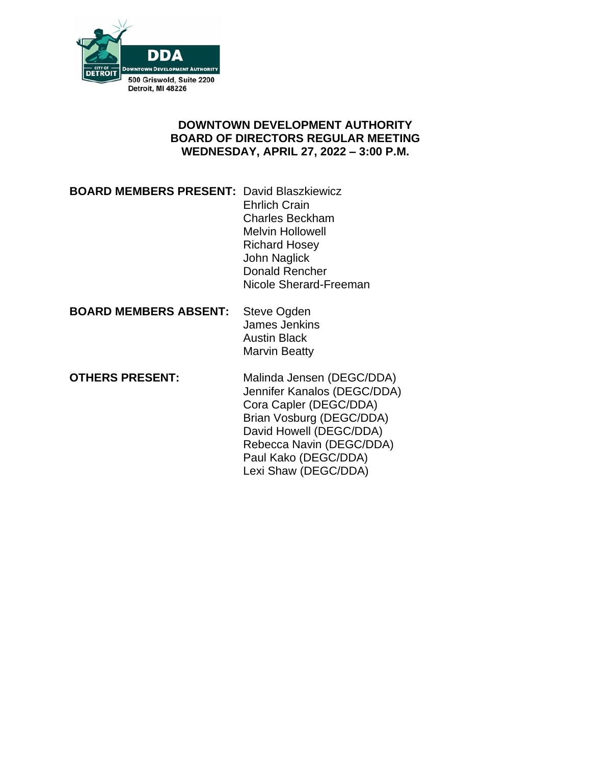DDA

DOWNTOWN DEVELOPMENT AUTHORITY

CITY OF DETROIT

500 Griswold, Suite 2200
Detroit, MI 48226

**DOWNTOWN DEVELOPMENT AUTHORITY**
**BOARD OF DIRECTORS REGULAR MEETING**
**WEDNESDAY, APRIL 27, 2022 – 3:00 P.M.**

**BOARD MEMBERS PRESENT:**
David Blaszkiewicz
Ehrlich Crain
Charles Beckham
Melvin Hollowell
Richard Hosey
John Naglick
Donald Rencher
Nicole Sherard-Freeman

**BOARD MEMBERS ABSENT:**
Steve Ogden
James Jenkins
Austin Black
Marvin Beatty

**OTHERS PRESENT:**
Malinda Jensen (DEGC/DDA)
Jennifer Kanalos (DEGC/DDA)
Cora Capler (DEGC/DDA)
Brian Vosburg (DEGC/DDA)
David Howell (DEGC/DDA)
Rebecca Navin (DEGC/DDA)
Paul Kako (DEGC/DDA)
Lexi Shaw (DEGC/DDA)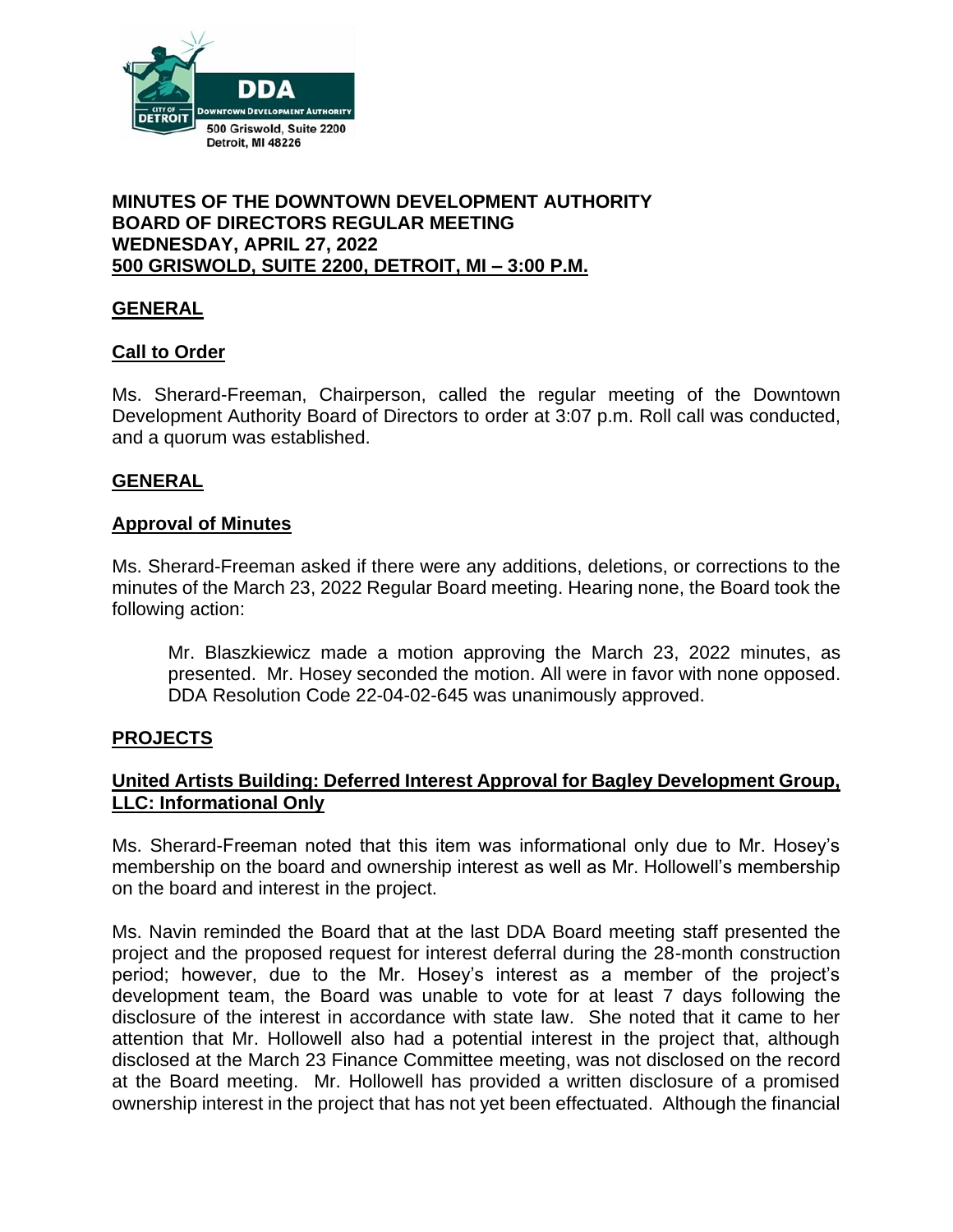DDA

DOWNTOWN DEVELOPMENT AUTHORITY

CITY OF DETROIT

500 Griswold, Suite 2200
Detroit, MI 48226

# MINUTES OF THE DOWNTOWN DEVELOPMENT AUTHORITY BOARD OF DIRECTORS REGULAR MEETING WEDNESDAY, APRIL 27, 2022 500 GRISWOLD, SUITE 2200, DETROIT, MI – 3:00 P.M.

## GENERAL

### Call to Order

Ms. Sherard-Freeman, Chairperson, called the regular meeting of the Downtown Development Authority Board of Directors to order at 3:07 p.m. Roll call was conducted, and a quorum was established.

## GENERAL

### Approval of Minutes

Ms. Sherard-Freeman asked if there were any additions, deletions, or corrections to the minutes of the March 23, 2022 Regular Board meeting. Hearing none, the Board took the following action:

> Mr. Blaszkiewicz made a motion approving the March 23, 2022 minutes, as presented. Mr. Hosey seconded the motion. All were in favor with none opposed. DDA Resolution Code 22-04-02-645 was unanimously approved.

## PROJECTS

### United Artists Building: Deferred Interest Approval for Bagley Development Group, LLC: Informational Only

Ms. Sherard-Freeman noted that this item was informational only due to Mr. Hosey's membership on the board and ownership interest as well as Mr. Hollowell's membership on the board and interest in the project.

Ms. Navin reminded the Board that at the last DDA Board meeting staff presented the project and the proposed request for interest deferral during the 28-month construction period; however, due to the Mr. Hosey's interest as a member of the project's development team, the Board was unable to vote for at least 7 days following the disclosure of the interest in accordance with state law. She noted that it came to her attention that Mr. Hollowell also had a potential interest in the project that, although disclosed at the March 23 Finance Committee meeting, was not disclosed on the record at the Board meeting. Mr. Hollowell has provided a written disclosure of a promised ownership interest in the project that has not yet been effectuated. Although the financial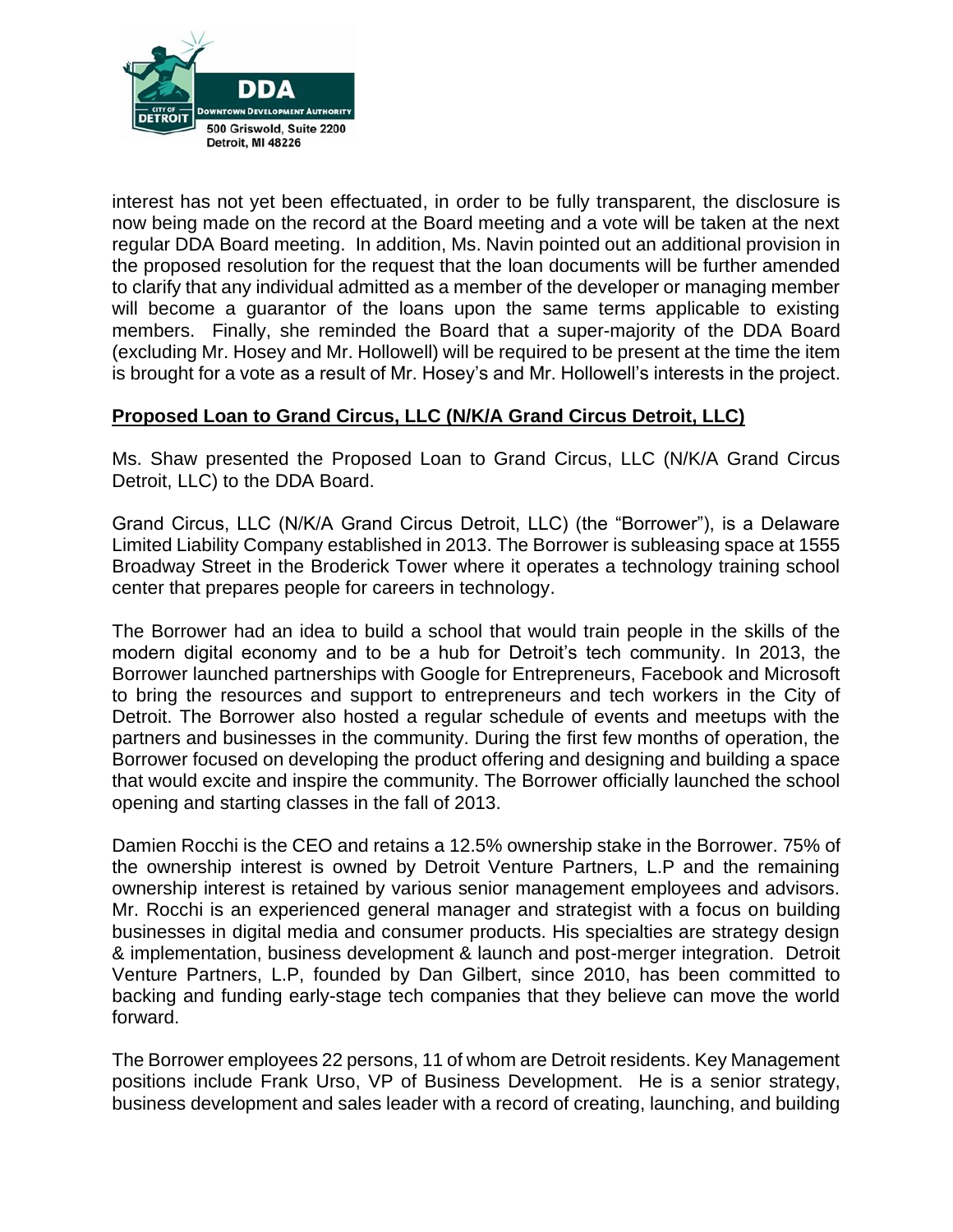interest has not yet been effectuated, in order to be fully transparent, the disclosure is now being made on the record at the Board meeting and a vote will be taken at the next regular DDA Board meeting. In addition, Ms. Navin pointed out an additional provision in the proposed resolution for the request that the loan documents will be further amended to clarify that any individual admitted as a member of the developer or managing member will become a guarantor of the loans upon the same terms applicable to existing members. Finally, she reminded the Board that a super-majority of the DDA Board (excluding Mr. Hosey and Mr. Hollowell) will be required to be present at the time the item is brought for a vote as a result of Mr. Hosey's and Mr. Hollowell's interests in the project.

**Proposed Loan to Grand Circus, LLC (N/K/A Grand Circus Detroit, LLC)**

Ms. Shaw presented the Proposed Loan to Grand Circus, LLC (N/K/A Grand Circus Detroit, LLC) to the DDA Board.

Grand Circus, LLC (N/K/A Grand Circus Detroit, LLC) (the "Borrower"), is a Delaware Limited Liability Company established in 2013. The Borrower is subleasing space at 1555 Broadway Street in the Broderick Tower where it operates a technology training school center that prepares people for careers in technology.

The Borrower had an idea to build a school that would train people in the skills of the modern digital economy and to be a hub for Detroit's tech community. In 2013, the Borrower launched partnerships with Google for Entrepreneurs, Facebook and Microsoft to bring the resources and support to entrepreneurs and tech workers in the City of Detroit. The Borrower also hosted a regular schedule of events and meetups with the partners and businesses in the community. During the first few months of operation, the Borrower focused on developing the product offering and designing and building a space that would excite and inspire the community. The Borrower officially launched the school opening and starting classes in the fall of 2013.

Damien Rocchi is the CEO and retains a 12.5% ownership stake in the Borrower. 75% of the ownership interest is owned by Detroit Venture Partners, L.P and the remaining ownership interest is retained by various senior management employees and advisors. Mr. Rocchi is an experienced general manager and strategist with a focus on building businesses in digital media and consumer products. His specialties are strategy design & implementation, business development & launch and post-merger integration. Detroit Venture Partners, L.P, founded by Dan Gilbert, since 2010, has been committed to backing and funding early-stage tech companies that they believe can move the world forward.

The Borrower employees 22 persons, 11 of whom are Detroit residents. Key Management positions include Frank Urso, VP of Business Development. He is a senior strategy, business development and sales leader with a record of creating, launching, and building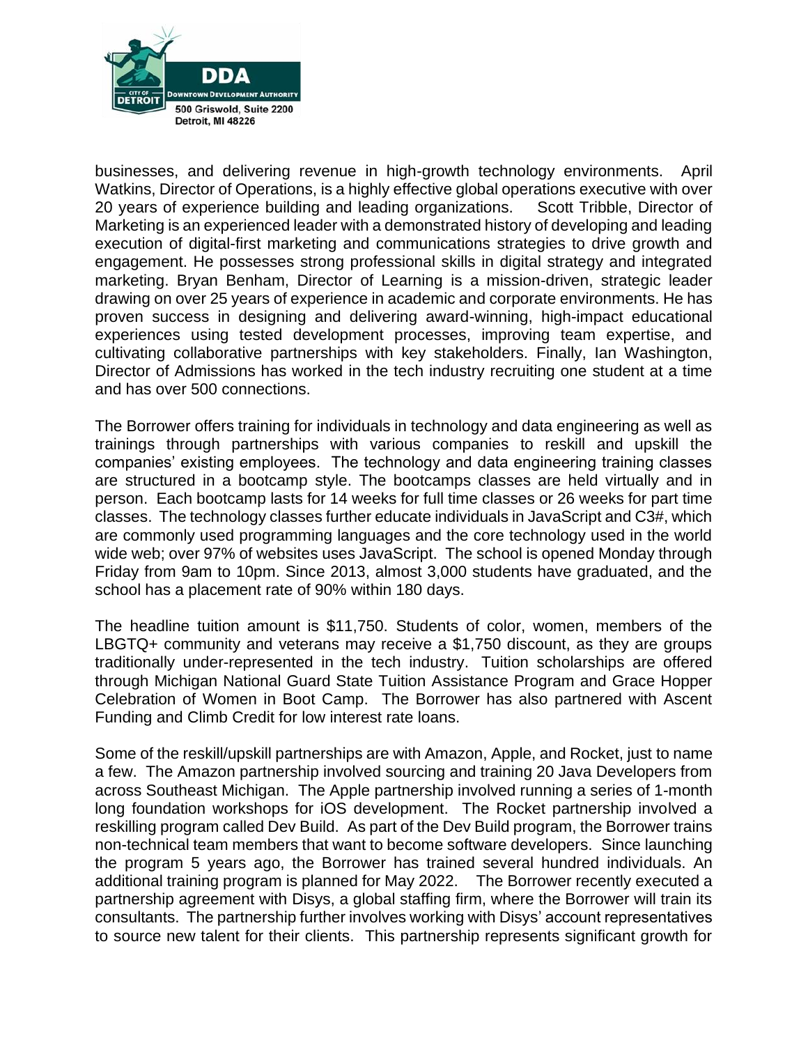businesses, and delivering revenue in high-growth technology environments. April Watkins, Director of Operations, is a highly effective global operations executive with over 20 years of experience building and leading organizations. Scott Tribble, Director of Marketing is an experienced leader with a demonstrated history of developing and leading execution of digital-first marketing and communications strategies to drive growth and engagement. He possesses strong professional skills in digital strategy and integrated marketing. Bryan Benham, Director of Learning is a mission-driven, strategic leader drawing on over 25 years of experience in academic and corporate environments. He has proven success in designing and delivering award-winning, high-impact educational experiences using tested development processes, improving team expertise, and cultivating collaborative partnerships with key stakeholders. Finally, Ian Washington, Director of Admissions has worked in the tech industry recruiting one student at a time and has over 500 connections.

The Borrower offers training for individuals in technology and data engineering as well as trainings through partnerships with various companies to reskill and upskill the companies' existing employees. The technology and data engineering training classes are structured in a bootcamp style. The bootcamps classes are held virtually and in person. Each bootcamp lasts for 14 weeks for full time classes or 26 weeks for part time classes. The technology classes further educate individuals in JavaScript and C3#, which are commonly used programming languages and the core technology used in the world wide web; over 97% of websites uses JavaScript. The school is opened Monday through Friday from 9am to 10pm. Since 2013, almost 3,000 students have graduated, and the school has a placement rate of 90% within 180 days.

The headline tuition amount is $11,750. Students of color, women, members of the LBGTQ+ community and veterans may receive a $1,750 discount, as they are groups traditionally under-represented in the tech industry. Tuition scholarships are offered through Michigan National Guard State Tuition Assistance Program and Grace Hopper Celebration of Women in Boot Camp. The Borrower has also partnered with Ascent Funding and Climb Credit for low interest rate loans.

Some of the reskill/upskill partnerships are with Amazon, Apple, and Rocket, just to name a few. The Amazon partnership involved sourcing and training 20 Java Developers from across Southeast Michigan. The Apple partnership involved running a series of 1-month long foundation workshops for iOS development. The Rocket partnership involved a reskilling program called Dev Build. As part of the Dev Build program, the Borrower trains non-technical team members that want to become software developers. Since launching the program 5 years ago, the Borrower has trained several hundred individuals. An additional training program is planned for May 2022. The Borrower recently executed a partnership agreement with Disys, a global staffing firm, where the Borrower will train its consultants. The partnership further involves working with Disys' account representatives to source new talent for their clients. This partnership represents significant growth for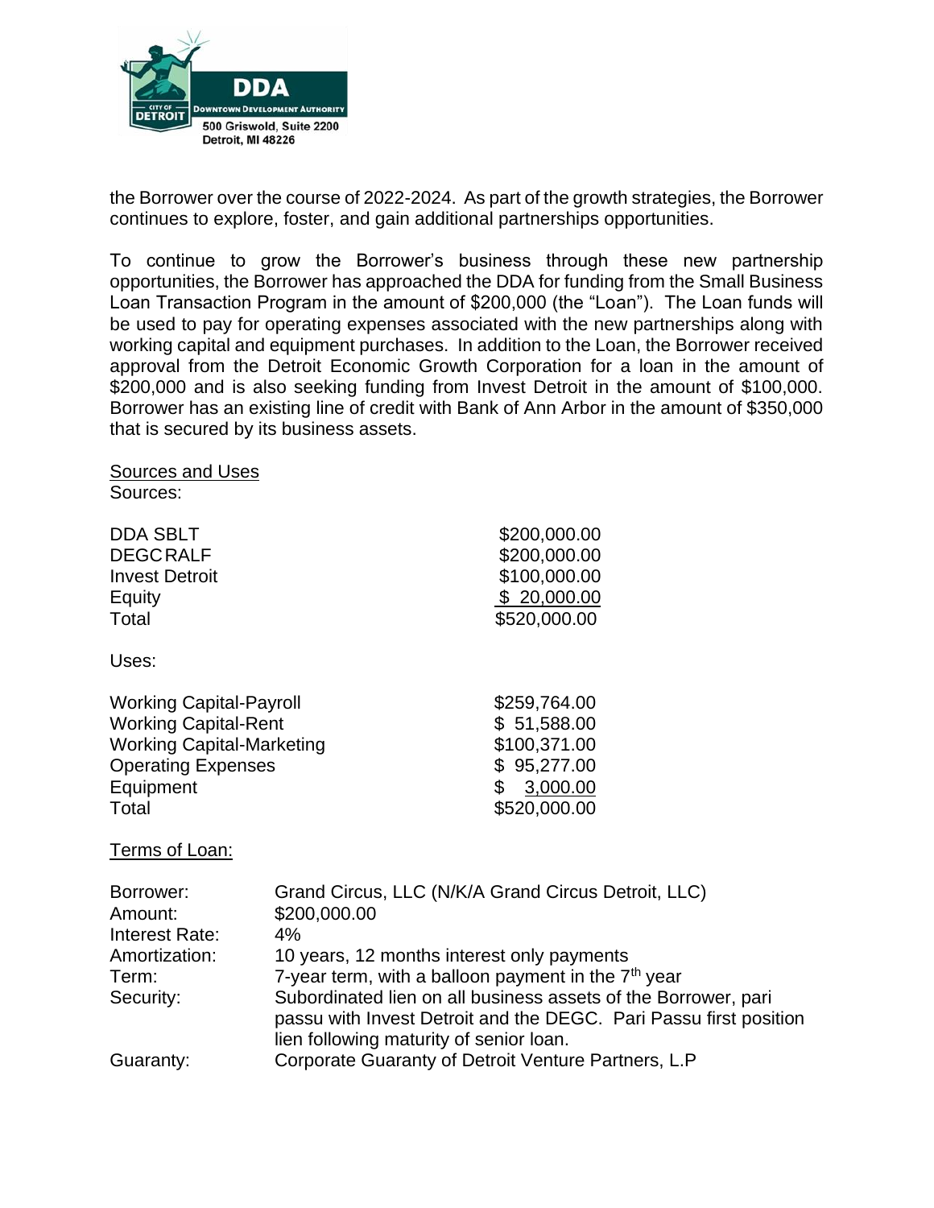the Borrower over the course of 2022-2024. As part of the growth strategies, the Borrower continues to explore, foster, and gain additional partnerships opportunities.

To continue to grow the Borrower's business through these new partnership opportunities, the Borrower has approached the DDA for funding from the Small Business Loan Transaction Program in the amount of $200,000 (the "Loan"). The Loan funds will be used to pay for operating expenses associated with the new partnerships along with working capital and equipment purchases. In addition to the Loan, the Borrower received approval from the Detroit Economic Growth Corporation for a loan in the amount of $200,000 and is also seeking funding from Invest Detroit in the amount of $100,000. Borrower has an existing line of credit with Bank of Ann Arbor in the amount of $350,000 that is secured by its business assets.

<u>Sources and Uses</u>

Sources:

| | |
|---|---|
| DDA SBLT | $200,000.00 |
| DEGC RALF | $200,000.00 |
| Invest Detroit | $100,000.00 |
| Equity | $ 20,000.00 |
| Total | $520,000.00 |

Uses:

| | |
|---|---|
| Working Capital-Payroll | $259,764.00 |
| Working Capital-Rent | $ 51,588.00 |
| Working Capital-Marketing | $100,371.00 |
| Operating Expenses | $ 95,277.00 |
| Equipment | $ 3,000.00 |
| Total | $520,000.00 |

<u>Terms of Loan:</u>

| | |
|---|---|
| Borrower: | Grand Circus, LLC (N/K/A Grand Circus Detroit, LLC) |
| Amount: | $200,000.00 |
| Interest Rate: | 4% |
| Amortization: | 10 years, 12 months interest only payments |
| Term: | 7-year term, with a balloon payment in the 7th year |
| Security: | Subordinated lien on all business assets of the Borrower, pari passu with Invest Detroit and the DEGC. Pari Passu first position lien following maturity of senior loan. |
| Guaranty: | Corporate Guaranty of Detroit Venture Partners, L.P |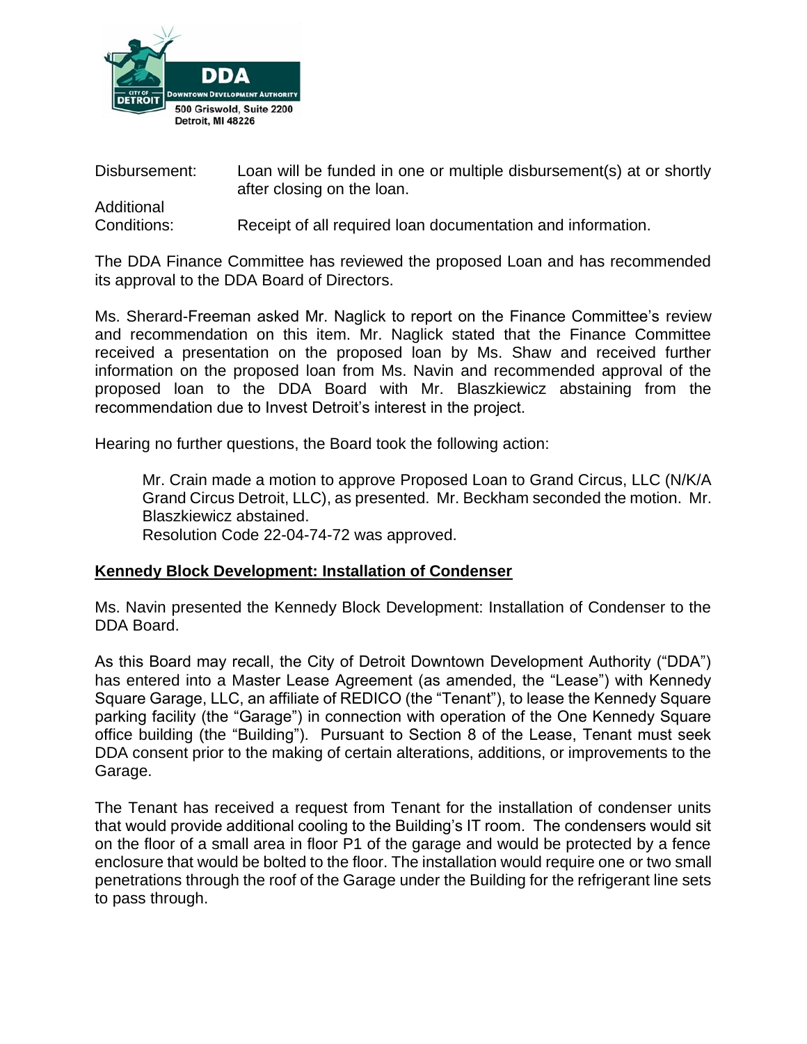| | |
|---|---|
| Disbursement: | Loan will be funded in one or multiple disbursement(s) at or shortly after closing on the loan. |
| Additional Conditions: | Receipt of all required loan documentation and information. |

The DDA Finance Committee has reviewed the proposed Loan and has recommended its approval to the DDA Board of Directors.

Ms. Sherard-Freeman asked Mr. Naglick to report on the Finance Committee's review and recommendation on this item. Mr. Naglick stated that the Finance Committee received a presentation on the proposed loan by Ms. Shaw and received further information on the proposed loan from Ms. Navin and recommended approval of the proposed loan to the DDA Board with Mr. Blaszkiewicz abstaining from the recommendation due to Invest Detroit's interest in the project.

Hearing no further questions, the Board took the following action:

> Mr. Crain made a motion to approve Proposed Loan to Grand Circus, LLC (N/K/A Grand Circus Detroit, LLC), as presented. Mr. Beckham seconded the motion. Mr. Blaszkiewicz abstained.
> Resolution Code 22-04-74-72 was approved.

**Kennedy Block Development: Installation of Condenser**

Ms. Navin presented the Kennedy Block Development: Installation of Condenser to the DDA Board.

As this Board may recall, the City of Detroit Downtown Development Authority ("DDA") has entered into a Master Lease Agreement (as amended, the "Lease") with Kennedy Square Garage, LLC, an affiliate of REDICO (the "Tenant"), to lease the Kennedy Square parking facility (the "Garage") in connection with operation of the One Kennedy Square office building (the "Building"). Pursuant to Section 8 of the Lease, Tenant must seek DDA consent prior to the making of certain alterations, additions, or improvements to the Garage.

The Tenant has received a request from Tenant for the installation of condenser units that would provide additional cooling to the Building's IT room. The condensers would sit on the floor of a small area in floor P1 of the garage and would be protected by a fence enclosure that would be bolted to the floor. The installation would require one or two small penetrations through the roof of the Garage under the Building for the refrigerant line sets to pass through.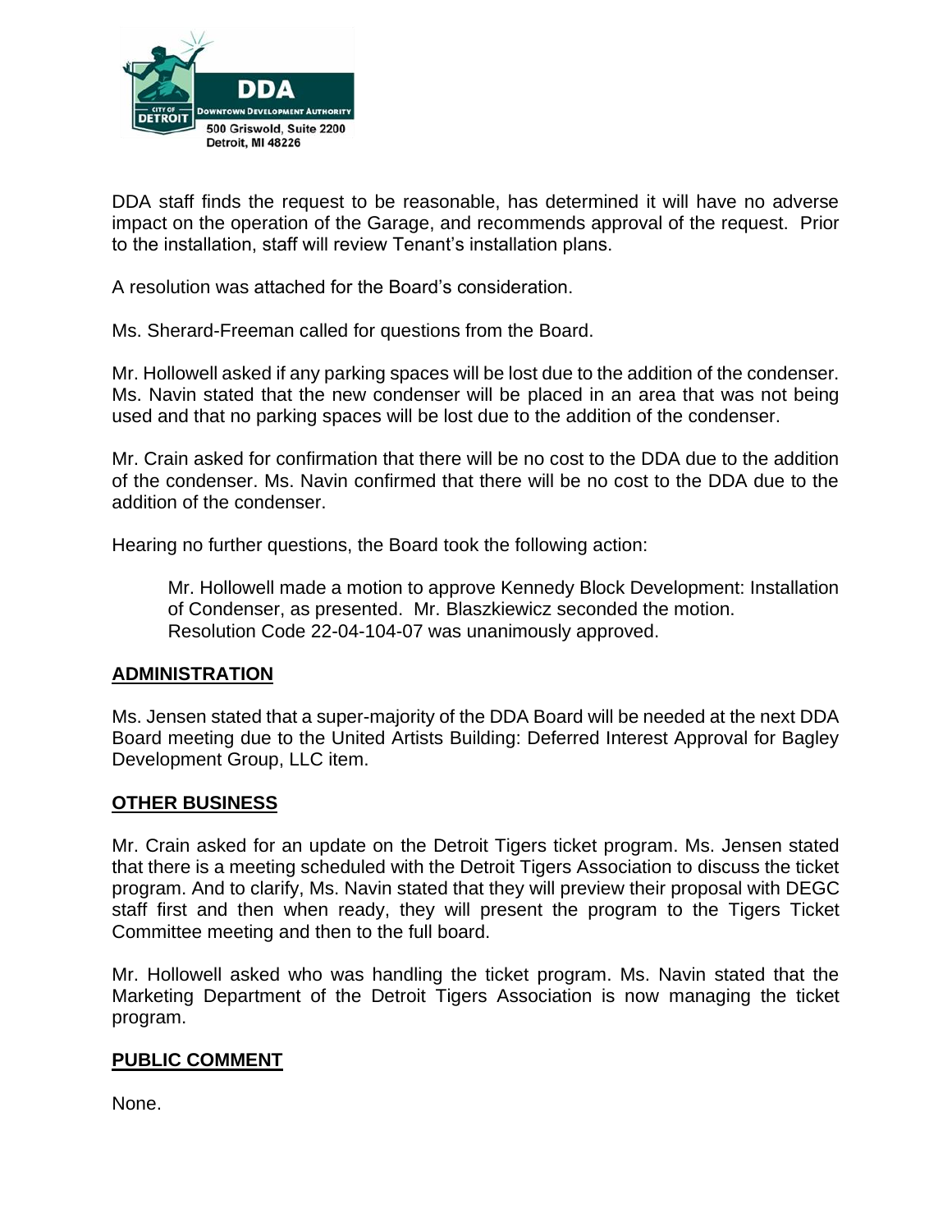DDA staff finds the request to be reasonable, has determined it will have no adverse impact on the operation of the Garage, and recommends approval of the request. Prior to the installation, staff will review Tenant's installation plans.

A resolution was attached for the Board's consideration.

Ms. Sherard-Freeman called for questions from the Board.

Mr. Hollowell asked if any parking spaces will be lost due to the addition of the condenser. Ms. Navin stated that the new condenser will be placed in an area that was not being used and that no parking spaces will be lost due to the addition of the condenser.

Mr. Crain asked for confirmation that there will be no cost to the DDA due to the addition of the condenser. Ms. Navin confirmed that there will be no cost to the DDA due to the addition of the condenser.

Hearing no further questions, the Board took the following action:

> Mr. Hollowell made a motion to approve Kennedy Block Development: Installation of Condenser, as presented. Mr. Blaszkiewicz seconded the motion. Resolution Code 22-04-104-07 was unanimously approved.

## ADMINISTRATION

Ms. Jensen stated that a super-majority of the DDA Board will be needed at the next DDA Board meeting due to the United Artists Building: Deferred Interest Approval for Bagley Development Group, LLC item.

## OTHER BUSINESS

Mr. Crain asked for an update on the Detroit Tigers ticket program. Ms. Jensen stated that there is a meeting scheduled with the Detroit Tigers Association to discuss the ticket program. And to clarify, Ms. Navin stated that they will preview their proposal with DEGC staff first and then when ready, they will present the program to the Tigers Ticket Committee meeting and then to the full board.

Mr. Hollowell asked who was handling the ticket program. Ms. Navin stated that the Marketing Department of the Detroit Tigers Association is now managing the ticket program.

## PUBLIC COMMENT

None.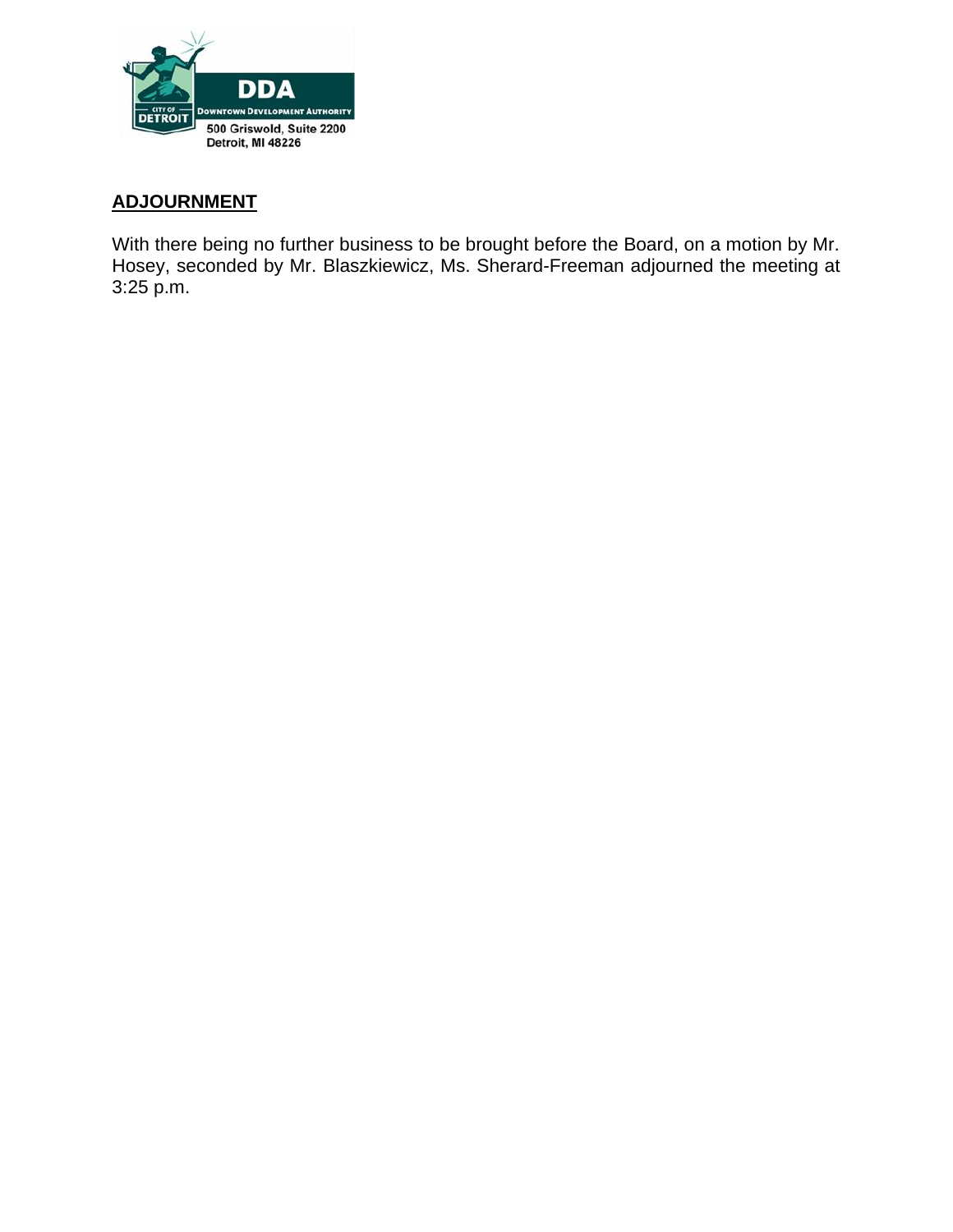## ADJOURNMENT

With there being no further business to be brought before the Board, on a motion by Mr. Hosey, seconded by Mr. Blaszkiewicz, Ms. Sherard-Freeman adjourned the meeting at 3:25 p.m.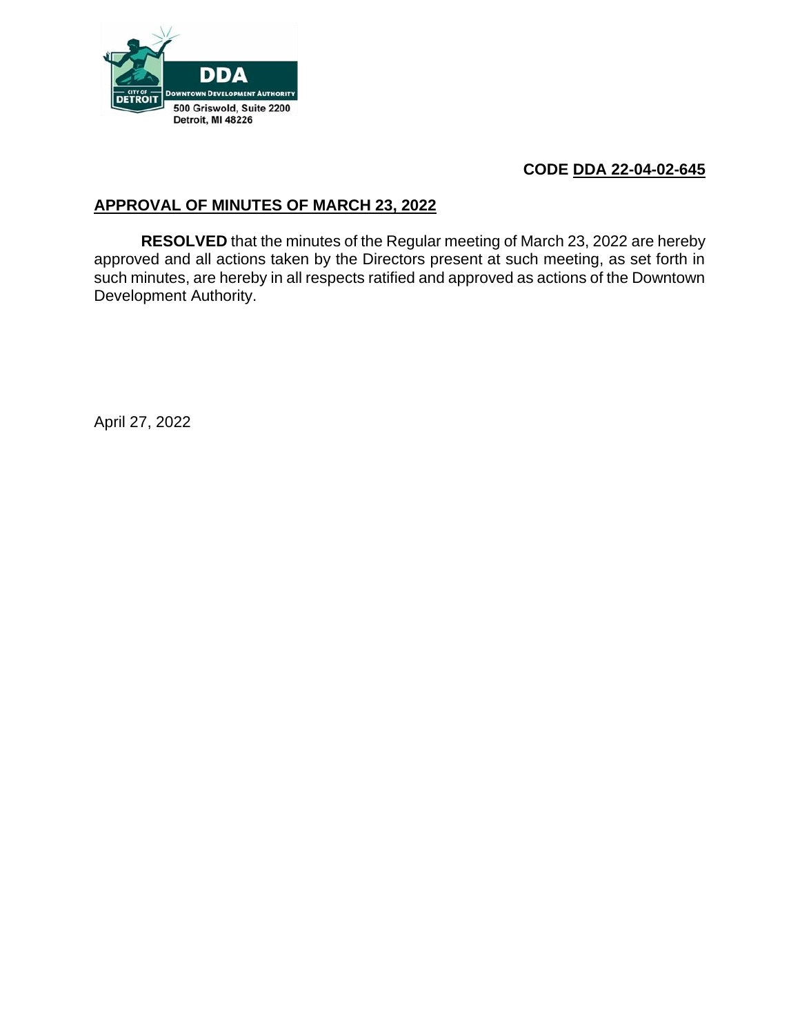DDA

Downtown Development Authority

500 Griswold, Suite 2200
Detroit, MI 48226

**CODE DDA 22-04-02-645**

## APPROVAL OF MINUTES OF MARCH 23, 2022

**RESOLVED** that the minutes of the Regular meeting of March 23, 2022 are hereby approved and all actions taken by the Directors present at such meeting, as set forth in such minutes, are hereby in all respects ratified and approved as actions of the Downtown Development Authority.

April 27, 2022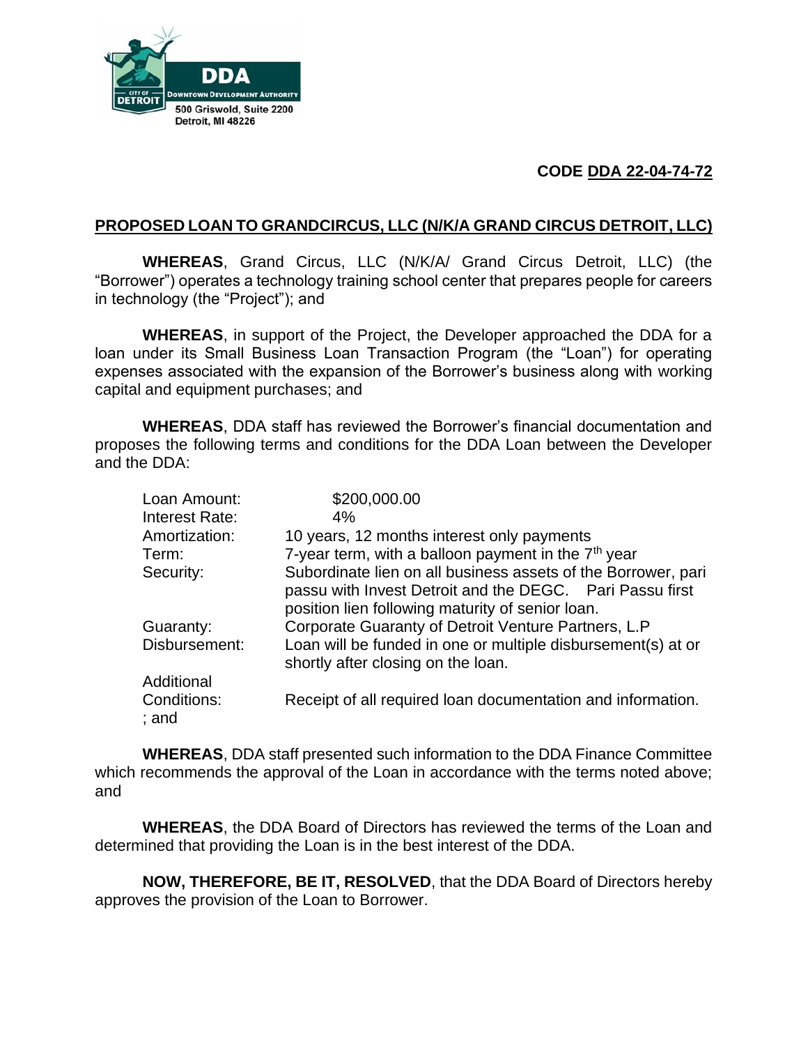DDA
DOWNTOWN DEVELOPMENT AUTHORITY
CITY OF DETROIT
500 Griswold, Suite 2200
Detroit, MI 48226

**CODE DDA 22-04-74-72**

## PROPOSED LOAN TO GRANDCIRCUS, LLC (N/K/A GRAND CIRCUS DETROIT, LLC)

**WHEREAS**, Grand Circus, LLC (N/K/A/ Grand Circus Detroit, LLC) (the "Borrower") operates a technology training school center that prepares people for careers in technology (the "Project"); and

**WHEREAS**, in support of the Project, the Developer approached the DDA for a loan under its Small Business Loan Transaction Program (the "Loan") for operating expenses associated with the expansion of the Borrower's business along with working capital and equipment purchases; and

**WHEREAS**, DDA staff has reviewed the Borrower's financial documentation and proposes the following terms and conditions for the DDA Loan between the Developer and the DDA:

| | |
|---|---|
| Loan Amount: | $200,000.00 |
| Interest Rate: | 4% |
| Amortization: | 10 years, 12 months interest only payments |
| Term: | 7-year term, with a balloon payment in the 7th year |
| Security: | Subordinate lien on all business assets of the Borrower, pari passu with Invest Detroit and the DEGC. Pari Passu first position lien following maturity of senior loan. |
| Guaranty: | Corporate Guaranty of Detroit Venture Partners, L.P |
| Disbursement: | Loan will be funded in one or multiple disbursement(s) at or shortly after closing on the loan. |
| Additional Conditions: | Receipt of all required loan documentation and information. |

; and

**WHEREAS**, DDA staff presented such information to the DDA Finance Committee which recommends the approval of the Loan in accordance with the terms noted above; and

**WHEREAS**, the DDA Board of Directors has reviewed the terms of the Loan and determined that providing the Loan is in the best interest of the DDA.

**NOW, THEREFORE, BE IT, RESOLVED**, that the DDA Board of Directors hereby approves the provision of the Loan to Borrower.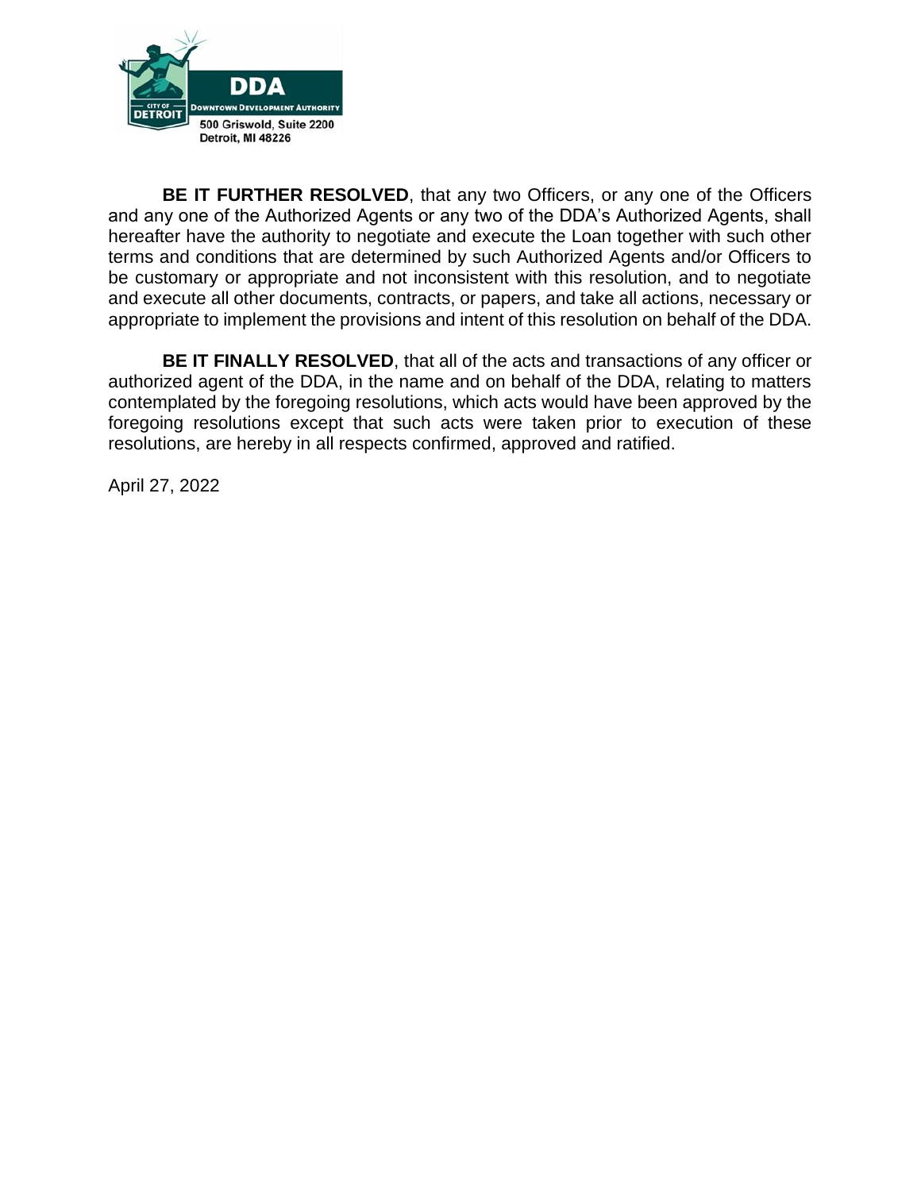**BE IT FURTHER RESOLVED**, that any two Officers, or any one of the Officers and any one of the Authorized Agents or any two of the DDA's Authorized Agents, shall hereafter have the authority to negotiate and execute the Loan together with such other terms and conditions that are determined by such Authorized Agents and/or Officers to be customary or appropriate and not inconsistent with this resolution, and to negotiate and execute all other documents, contracts, or papers, and take all actions, necessary or appropriate to implement the provisions and intent of this resolution on behalf of the DDA.

**BE IT FINALLY RESOLVED**, that all of the acts and transactions of any officer or authorized agent of the DDA, in the name and on behalf of the DDA, relating to matters contemplated by the foregoing resolutions, which acts would have been approved by the foregoing resolutions except that such acts were taken prior to execution of these resolutions, are hereby in all respects confirmed, approved and ratified.

April 27, 2022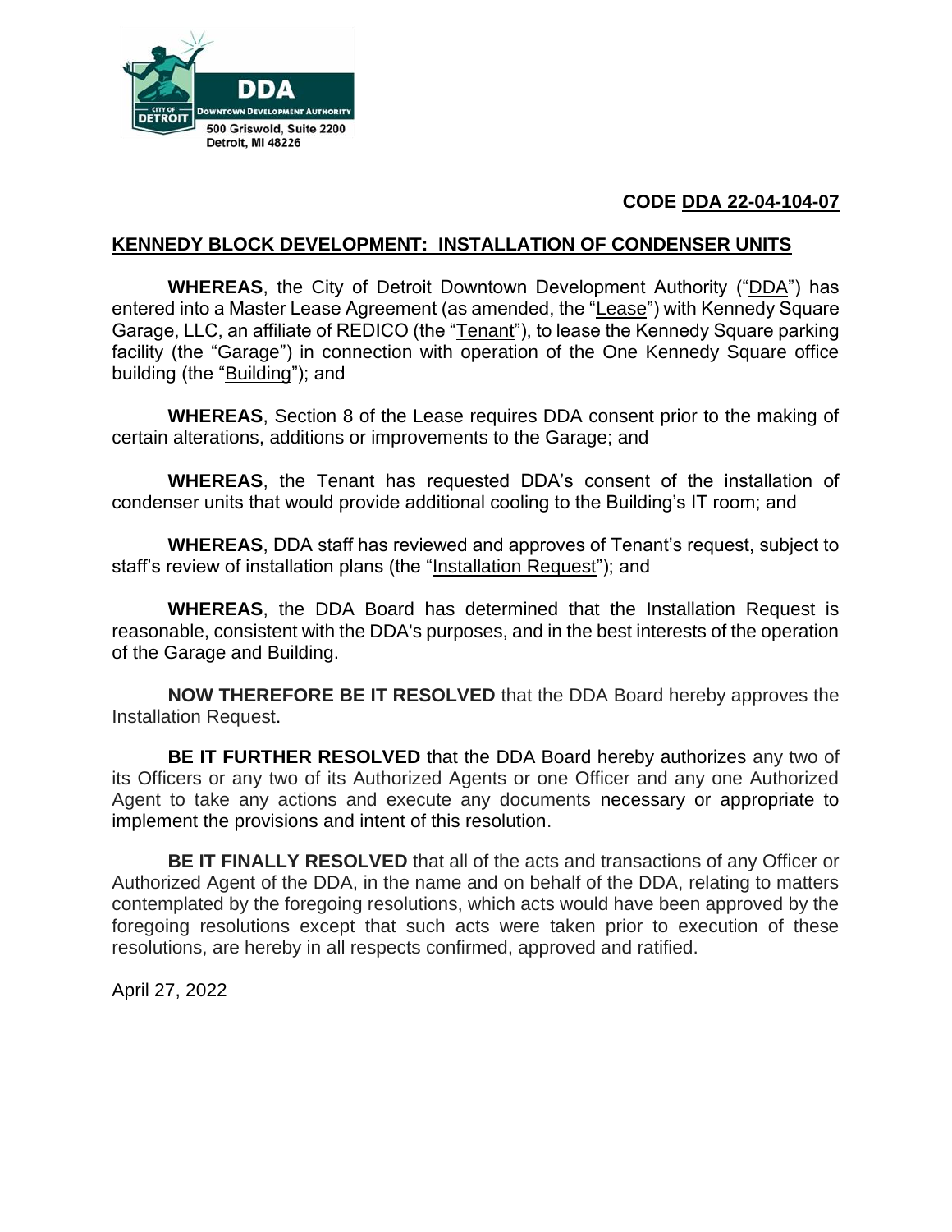DDA

Downtown Development Authority

500 Griswold, Suite 2200
Detroit, MI 48226

**CODE DDA 22-04-104-07**

## KENNEDY BLOCK DEVELOPMENT: INSTALLATION OF CONDENSER UNITS

**WHEREAS**, the City of Detroit Downtown Development Authority ("DDA") has entered into a Master Lease Agreement (as amended, the "Lease") with Kennedy Square Garage, LLC, an affiliate of REDICO (the "Tenant"), to lease the Kennedy Square parking facility (the "Garage") in connection with operation of the One Kennedy Square office building (the "Building"); and

**WHEREAS**, Section 8 of the Lease requires DDA consent prior to the making of certain alterations, additions or improvements to the Garage; and

**WHEREAS**, the Tenant has requested DDA's consent of the installation of condenser units that would provide additional cooling to the Building's IT room; and

**WHEREAS**, DDA staff has reviewed and approves of Tenant's request, subject to staff's review of installation plans (the "Installation Request"); and

**WHEREAS**, the DDA Board has determined that the Installation Request is reasonable, consistent with the DDA's purposes, and in the best interests of the operation of the Garage and Building.

**NOW THEREFORE BE IT RESOLVED** that the DDA Board hereby approves the Installation Request.

**BE IT FURTHER RESOLVED** that the DDA Board hereby authorizes any two of its Officers or any two of its Authorized Agents or one Officer and any one Authorized Agent to take any actions and execute any documents necessary or appropriate to implement the provisions and intent of this resolution.

**BE IT FINALLY RESOLVED** that all of the acts and transactions of any Officer or Authorized Agent of the DDA, in the name and on behalf of the DDA, relating to matters contemplated by the foregoing resolutions, which acts would have been approved by the foregoing resolutions except that such acts were taken prior to execution of these resolutions, are hereby in all respects confirmed, approved and ratified.

April 27, 2022